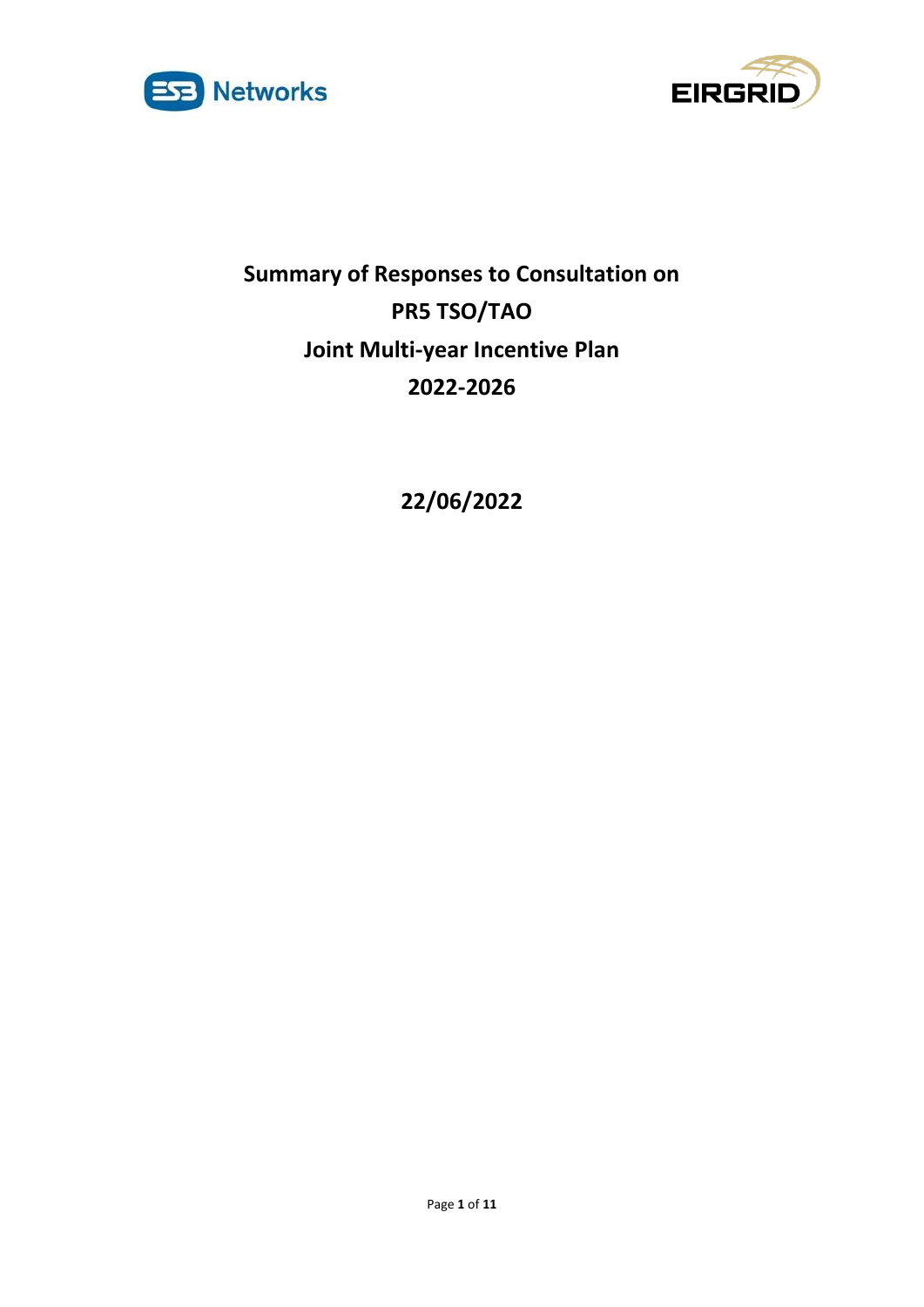# Summary of Responses to Consultation on PR5 TSO/TAO Joint Multi-year Incentive Plan 2022-2026

**22/06/2022**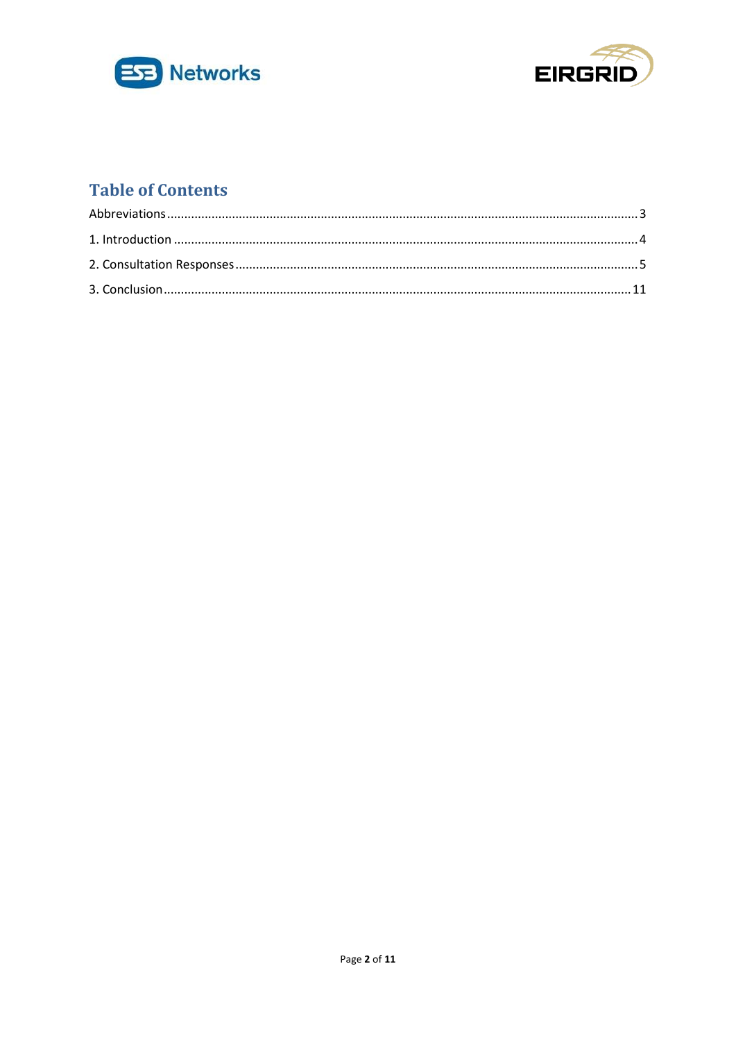## Table of Contents

Abbreviations ........................................................ 3

1. Introduction ........................................................ 4

2. Consultation Responses ........................................................ 5

3. Conclusion ........................................................ 11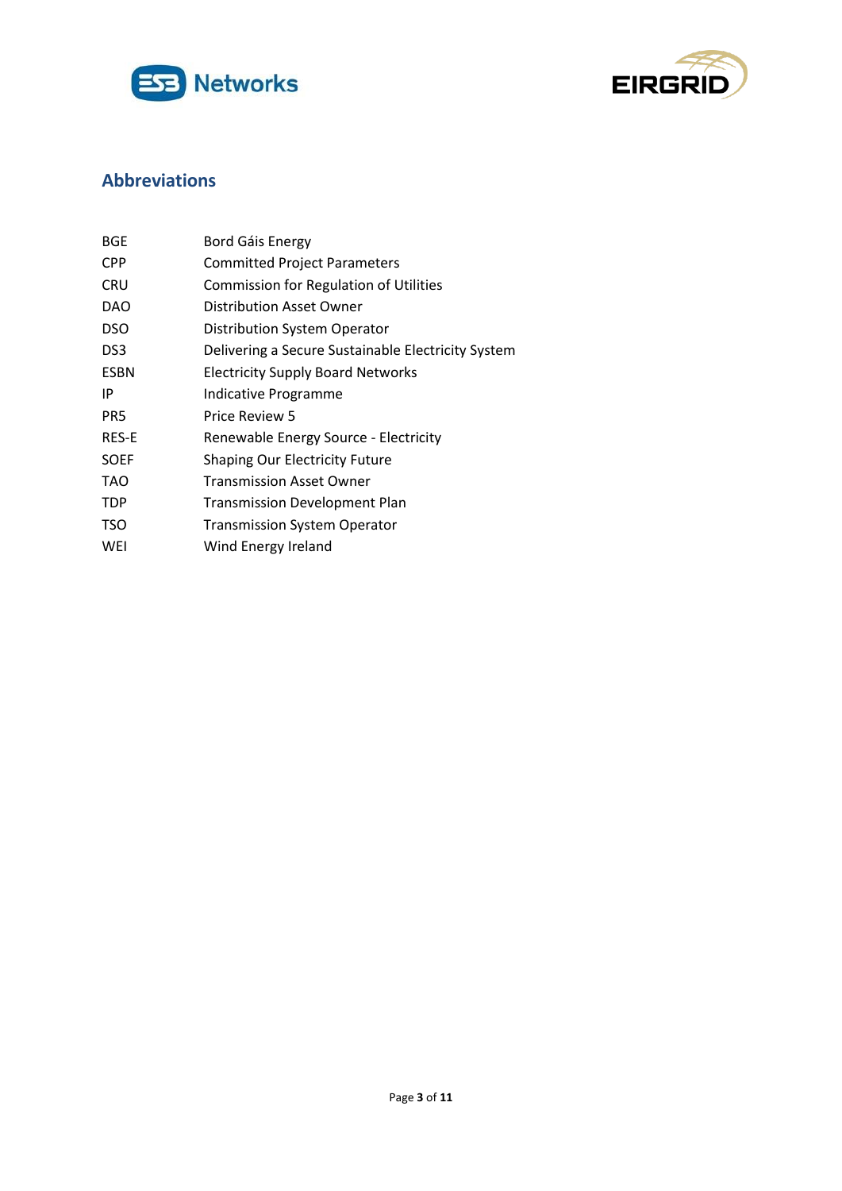## Abbreviations

| | |
|---|---|
| BGE | Bord Gáis Energy |
| CPP | Committed Project Parameters |
| CRU | Commission for Regulation of Utilities |
| DAO | Distribution Asset Owner |
| DSO | Distribution System Operator |
| DS3 | Delivering a Secure Sustainable Electricity System |
| ESBN | Electricity Supply Board Networks |
| IP | Indicative Programme |
| PR5 | Price Review 5 |
| RES-E | Renewable Energy Source - Electricity |
| SOEF | Shaping Our Electricity Future |
| TAO | Transmission Asset Owner |
| TDP | Transmission Development Plan |
| TSO | Transmission System Operator |
| WEI | Wind Energy Ireland |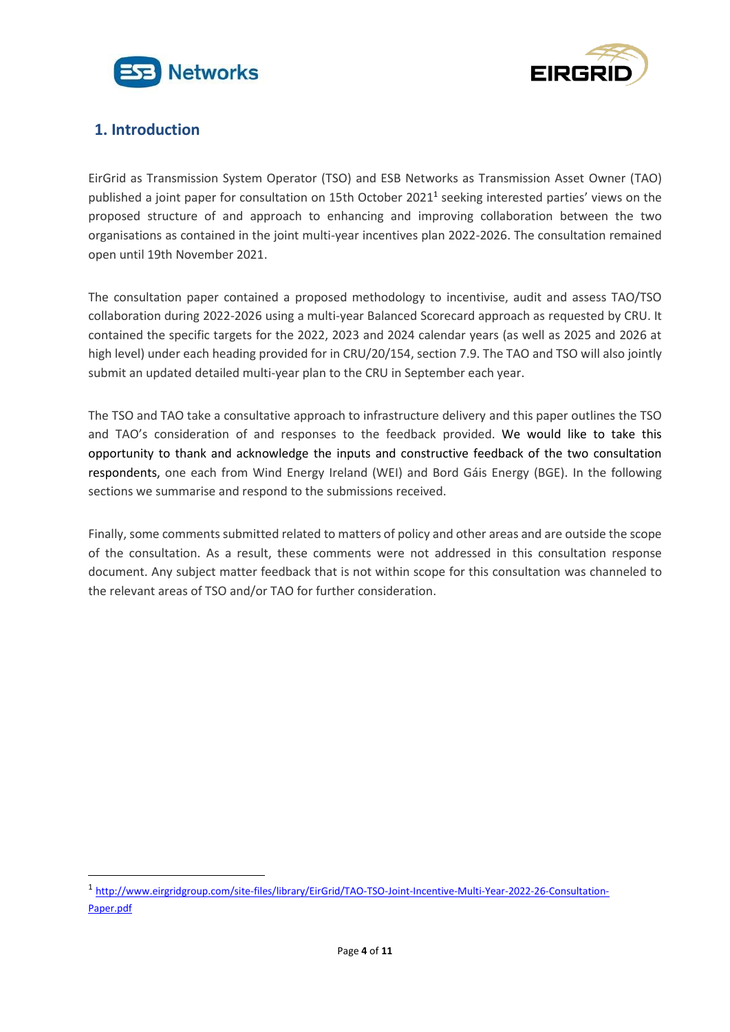## 1. Introduction

EirGrid as Transmission System Operator (TSO) and ESB Networks as Transmission Asset Owner (TAO) published a joint paper for consultation on 15th October 2021[1] seeking interested parties' views on the proposed structure of and approach to enhancing and improving collaboration between the two organisations as contained in the joint multi-year incentives plan 2022-2026. The consultation remained open until 19th November 2021.

The consultation paper contained a proposed methodology to incentivise, audit and assess TAO/TSO collaboration during 2022-2026 using a multi-year Balanced Scorecard approach as requested by CRU. It contained the specific targets for the 2022, 2023 and 2024 calendar years (as well as 2025 and 2026 at high level) under each heading provided for in CRU/20/154, section 7.9. The TAO and TSO will also jointly submit an updated detailed multi-year plan to the CRU in September each year.

The TSO and TAO take a consultative approach to infrastructure delivery and this paper outlines the TSO and TAO's consideration of and responses to the feedback provided. We would like to take this opportunity to thank and acknowledge the inputs and constructive feedback of the two consultation respondents, one each from Wind Energy Ireland (WEI) and Bord Gáis Energy (BGE). In the following sections we summarise and respond to the submissions received.

Finally, some comments submitted related to matters of policy and other areas and are outside the scope of the consultation. As a result, these comments were not addressed in this consultation response document. Any subject matter feedback that is not within scope for this consultation was channeled to the relevant areas of TSO and/or TAO for further consideration.

[1] http://www.eirgridgroup.com/site-files/library/EirGrid/TAO-TSO-Joint-Incentive-Multi-Year-2022-26-Consultation-Paper.pdf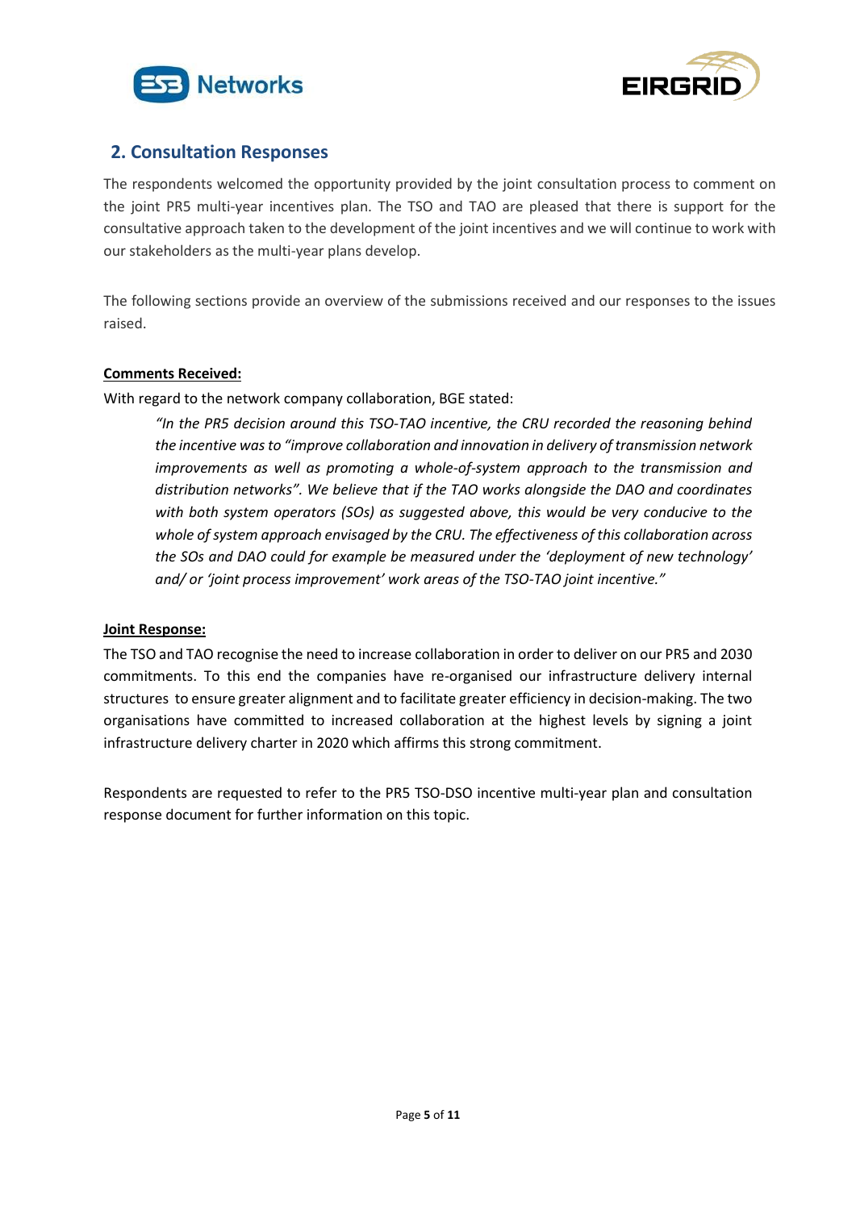## 2. Consultation Responses

The respondents welcomed the opportunity provided by the joint consultation process to comment on the joint PR5 multi-year incentives plan. The TSO and TAO are pleased that there is support for the consultative approach taken to the development of the joint incentives and we will continue to work with our stakeholders as the multi-year plans develop.

The following sections provide an overview of the submissions received and our responses to the issues raised.

**Comments Received:**

With regard to the network company collaboration, BGE stated:

> *"In the PR5 decision around this TSO-TAO incentive, the CRU recorded the reasoning behind the incentive was to "improve collaboration and innovation in delivery of transmission network improvements as well as promoting a whole-of-system approach to the transmission and distribution networks". We believe that if the TAO works alongside the DAO and coordinates with both system operators (SOs) as suggested above, this would be very conducive to the whole of system approach envisaged by the CRU. The effectiveness of this collaboration across the SOs and DAO could for example be measured under the 'deployment of new technology' and/ or 'joint process improvement' work areas of the TSO-TAO joint incentive."*

**Joint Response:**

The TSO and TAO recognise the need to increase collaboration in order to deliver on our PR5 and 2030 commitments. To this end the companies have re-organised our infrastructure delivery internal structures to ensure greater alignment and to facilitate greater efficiency in decision-making. The two organisations have committed to increased collaboration at the highest levels by signing a joint infrastructure delivery charter in 2020 which affirms this strong commitment.

Respondents are requested to refer to the PR5 TSO-DSO incentive multi-year plan and consultation response document for further information on this topic.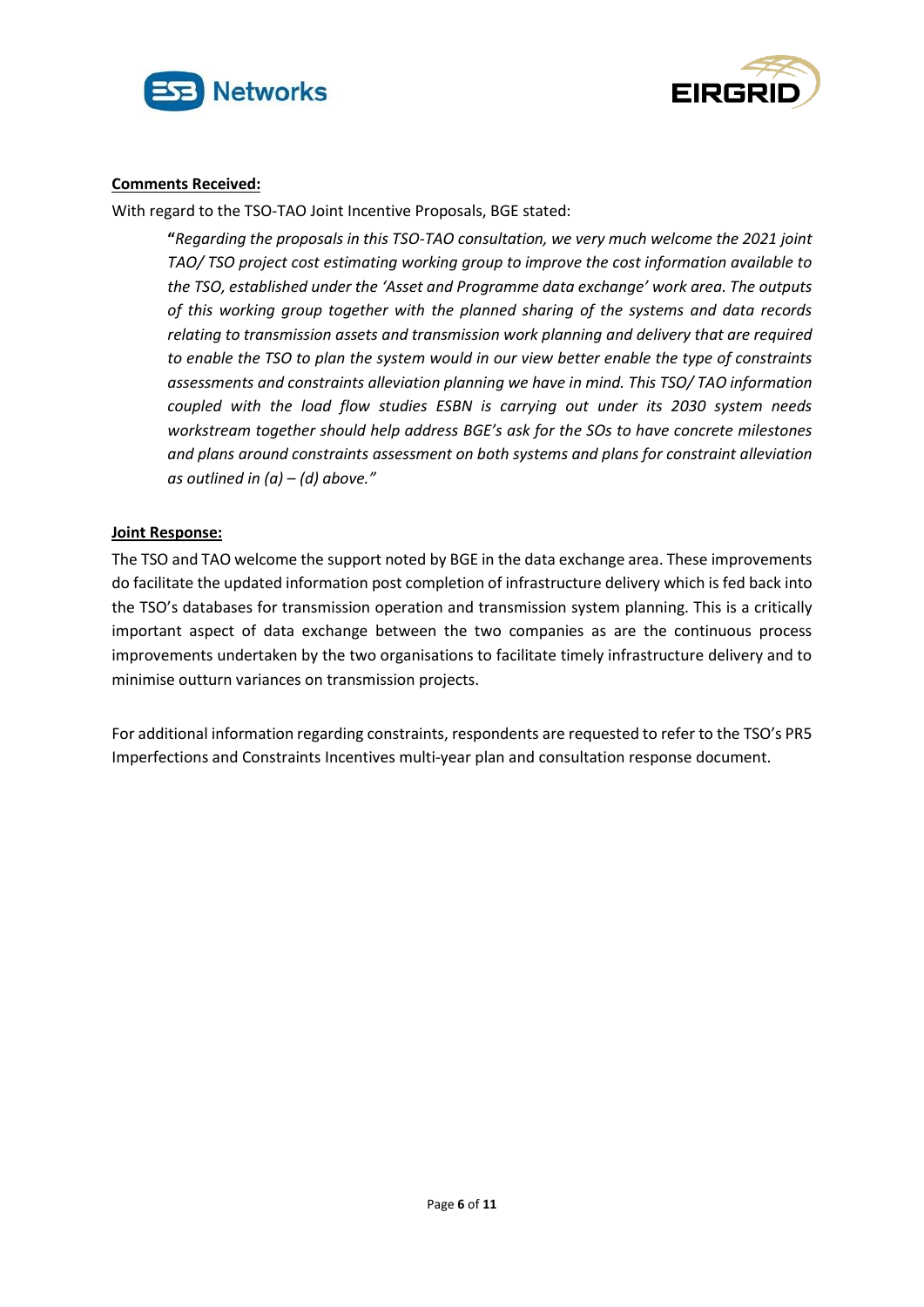**<u>Comments Received:</u>**

With regard to the TSO-TAO Joint Incentive Proposals, BGE stated:

> **"***Regarding the proposals in this TSO-TAO consultation, we very much welcome the 2021 joint TAO/ TSO project cost estimating working group to improve the cost information available to the TSO, established under the 'Asset and Programme data exchange' work area. The outputs of this working group together with the planned sharing of the systems and data records relating to transmission assets and transmission work planning and delivery that are required to enable the TSO to plan the system would in our view better enable the type of constraints assessments and constraints alleviation planning we have in mind. This TSO/ TAO information coupled with the load flow studies ESBN is carrying out under its 2030 system needs workstream together should help address BGE's ask for the SOs to have concrete milestones and plans around constraints assessment on both systems and plans for constraint alleviation as outlined in (a) – (d) above."*

**<u>Joint Response:</u>**

The TSO and TAO welcome the support noted by BGE in the data exchange area. These improvements do facilitate the updated information post completion of infrastructure delivery which is fed back into the TSO's databases for transmission operation and transmission system planning. This is a critically important aspect of data exchange between the two companies as are the continuous process improvements undertaken by the two organisations to facilitate timely infrastructure delivery and to minimise outturn variances on transmission projects.

For additional information regarding constraints, respondents are requested to refer to the TSO's PR5 Imperfections and Constraints Incentives multi-year plan and consultation response document.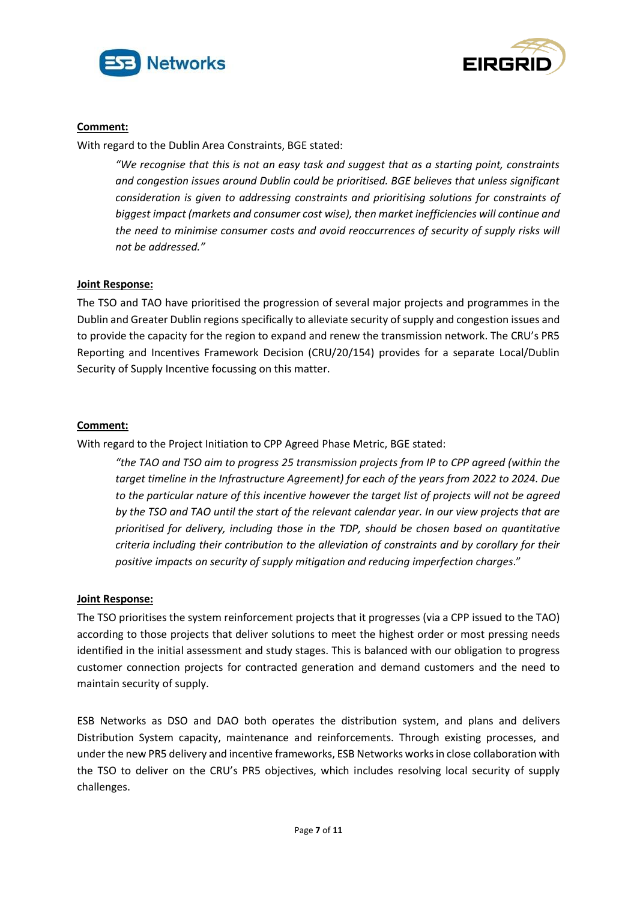**Comment:**

With regard to the Dublin Area Constraints, BGE stated:

> *"We recognise that this is not an easy task and suggest that as a starting point, constraints and congestion issues around Dublin could be prioritised. BGE believes that unless significant consideration is given to addressing constraints and prioritising solutions for constraints of biggest impact (markets and consumer cost wise), then market inefficiencies will continue and the need to minimise consumer costs and avoid reoccurrences of security of supply risks will not be addressed."*

**Joint Response:**

The TSO and TAO have prioritised the progression of several major projects and programmes in the Dublin and Greater Dublin regions specifically to alleviate security of supply and congestion issues and to provide the capacity for the region to expand and renew the transmission network. The CRU's PR5 Reporting and Incentives Framework Decision (CRU/20/154) provides for a separate Local/Dublin Security of Supply Incentive focussing on this matter.

**Comment:**

With regard to the Project Initiation to CPP Agreed Phase Metric, BGE stated:

> *"the TAO and TSO aim to progress 25 transmission projects from IP to CPP agreed (within the target timeline in the Infrastructure Agreement) for each of the years from 2022 to 2024. Due to the particular nature of this incentive however the target list of projects will not be agreed by the TSO and TAO until the start of the relevant calendar year. In our view projects that are prioritised for delivery, including those in the TDP, should be chosen based on quantitative criteria including their contribution to the alleviation of constraints and by corollary for their positive impacts on security of supply mitigation and reducing imperfection charges*."

**Joint Response:**

The TSO prioritises the system reinforcement projects that it progresses (via a CPP issued to the TAO) according to those projects that deliver solutions to meet the highest order or most pressing needs identified in the initial assessment and study stages. This is balanced with our obligation to progress customer connection projects for contracted generation and demand customers and the need to maintain security of supply.

ESB Networks as DSO and DAO both operates the distribution system, and plans and delivers Distribution System capacity, maintenance and reinforcements. Through existing processes, and under the new PR5 delivery and incentive frameworks, ESB Networks works in close collaboration with the TSO to deliver on the CRU's PR5 objectives, which includes resolving local security of supply challenges.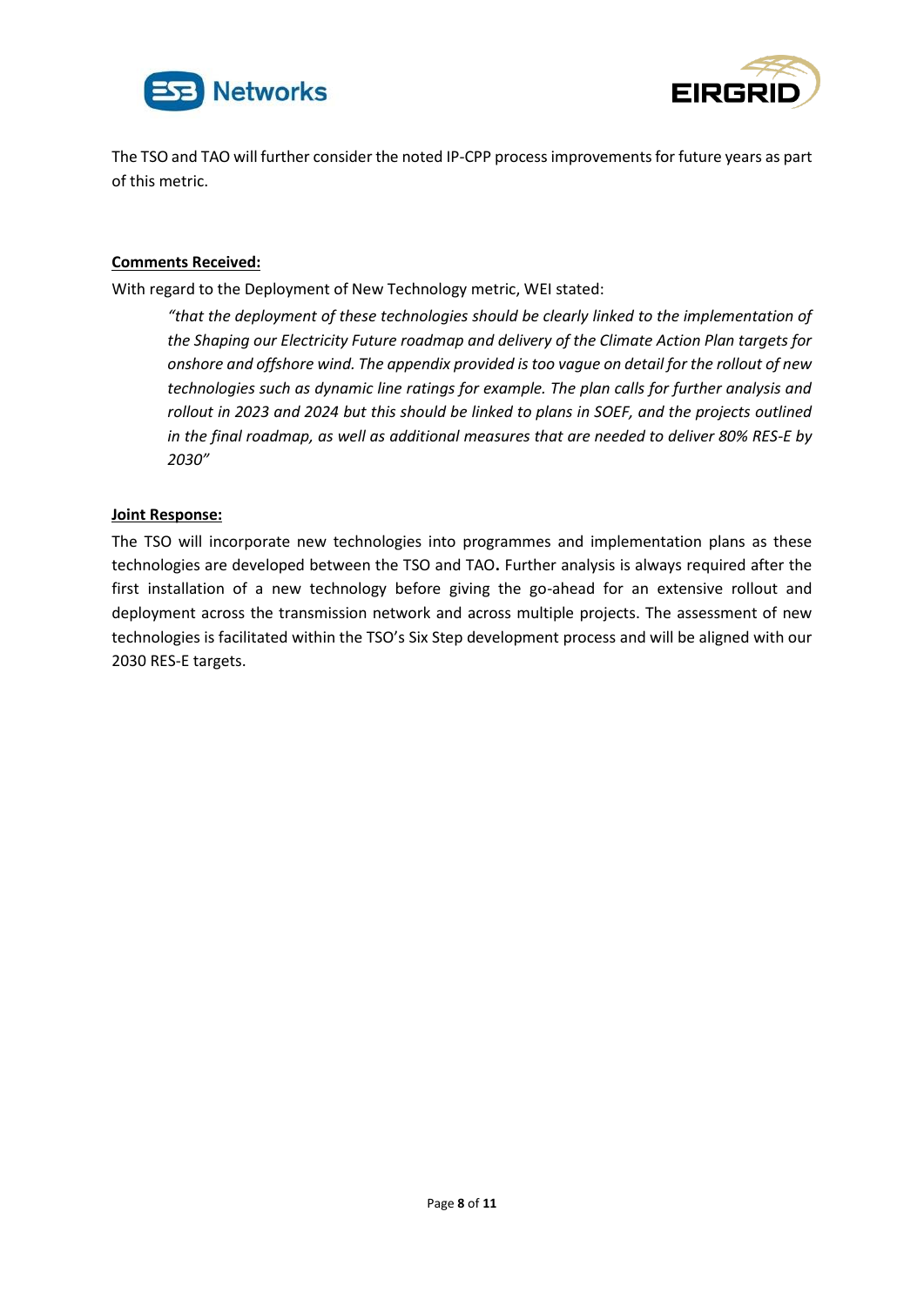The TSO and TAO will further consider the noted IP-CPP process improvements for future years as part of this metric.

**Comments Received:**

With regard to the Deployment of New Technology metric, WEI stated:

> *"that the deployment of these technologies should be clearly linked to the implementation of the Shaping our Electricity Future roadmap and delivery of the Climate Action Plan targets for onshore and offshore wind. The appendix provided is too vague on detail for the rollout of new technologies such as dynamic line ratings for example. The plan calls for further analysis and rollout in 2023 and 2024 but this should be linked to plans in SOEF, and the projects outlined in the final roadmap, as well as additional measures that are needed to deliver 80% RES-E by 2030"*

**Joint Response:**

The TSO will incorporate new technologies into programmes and implementation plans as these technologies are developed between the TSO and TAO**.** Further analysis is always required after the first installation of a new technology before giving the go-ahead for an extensive rollout and deployment across the transmission network and across multiple projects. The assessment of new technologies is facilitated within the TSO's Six Step development process and will be aligned with our 2030 RES-E targets.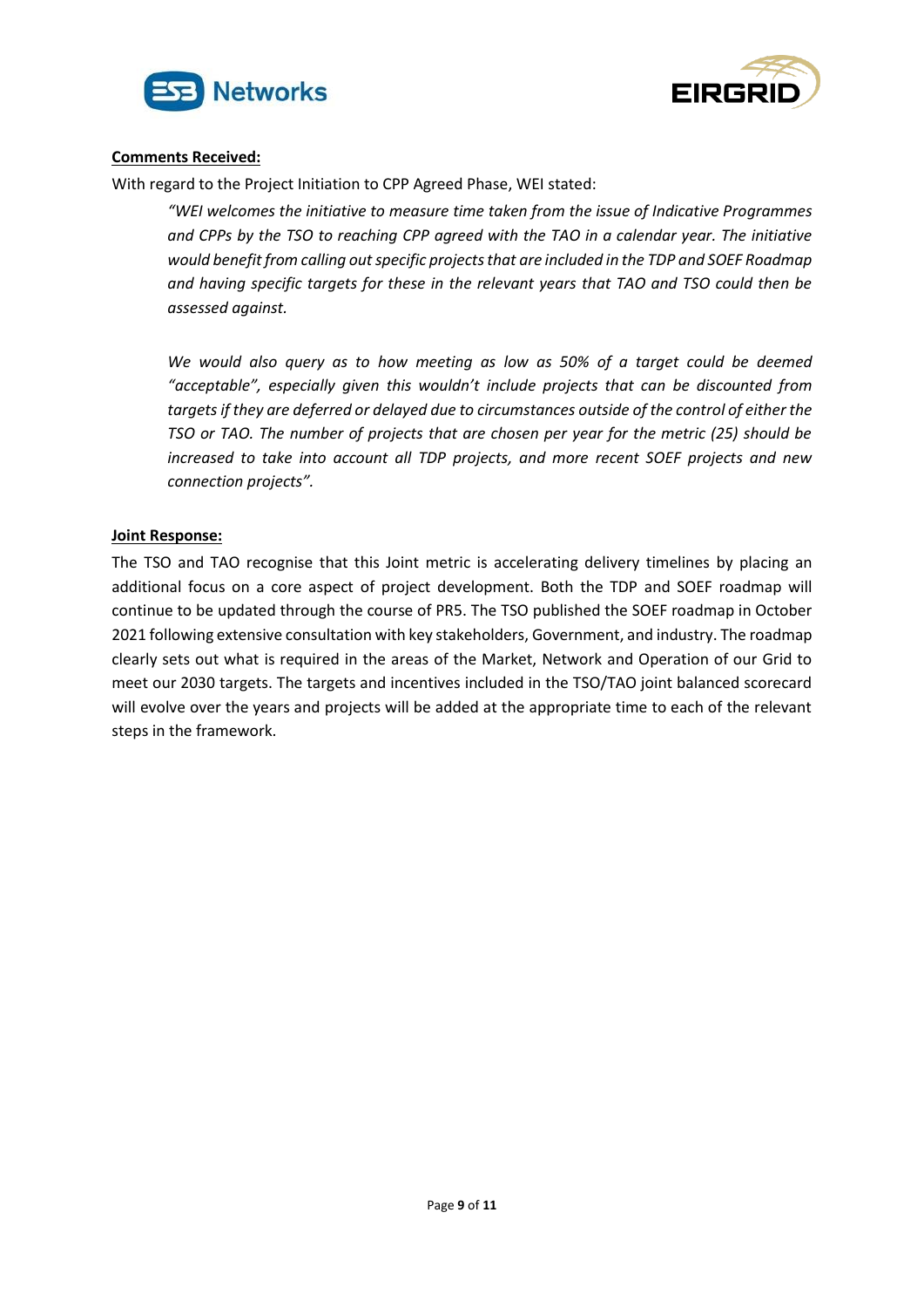**Comments Received:**

With regard to the Project Initiation to CPP Agreed Phase, WEI stated:

> *"WEI welcomes the initiative to measure time taken from the issue of Indicative Programmes and CPPs by the TSO to reaching CPP agreed with the TAO in a calendar year. The initiative would benefit from calling out specific projects that are included in the TDP and SOEF Roadmap and having specific targets for these in the relevant years that TAO and TSO could then be assessed against.*
>
> *We would also query as to how meeting as low as 50% of a target could be deemed "acceptable", especially given this wouldn't include projects that can be discounted from targets if they are deferred or delayed due to circumstances outside of the control of either the TSO or TAO. The number of projects that are chosen per year for the metric (25) should be increased to take into account all TDP projects, and more recent SOEF projects and new connection projects".*

**Joint Response:**

The TSO and TAO recognise that this Joint metric is accelerating delivery timelines by placing an additional focus on a core aspect of project development. Both the TDP and SOEF roadmap will continue to be updated through the course of PR5. The TSO published the SOEF roadmap in October 2021 following extensive consultation with key stakeholders, Government, and industry. The roadmap clearly sets out what is required in the areas of the Market, Network and Operation of our Grid to meet our 2030 targets. The targets and incentives included in the TSO/TAO joint balanced scorecard will evolve over the years and projects will be added at the appropriate time to each of the relevant steps in the framework.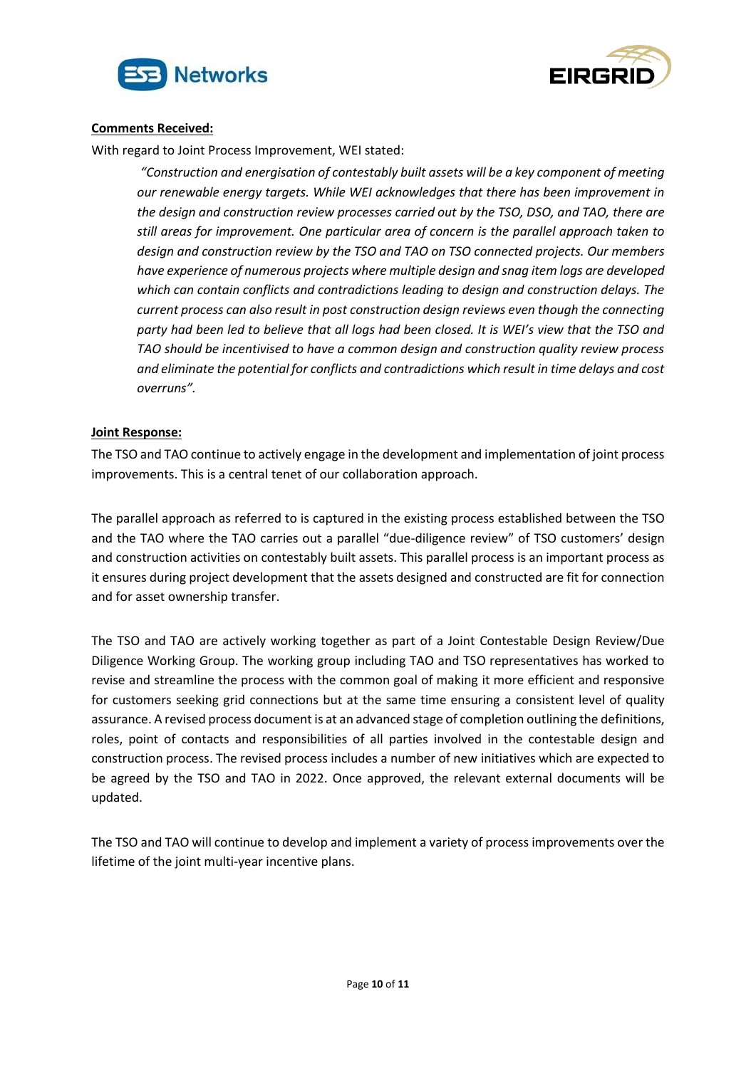**Comments Received:**

With regard to Joint Process Improvement, WEI stated:

> *"Construction and energisation of contestably built assets will be a key component of meeting our renewable energy targets. While WEI acknowledges that there has been improvement in the design and construction review processes carried out by the TSO, DSO, and TAO, there are still areas for improvement. One particular area of concern is the parallel approach taken to design and construction review by the TSO and TAO on TSO connected projects. Our members have experience of numerous projects where multiple design and snag item logs are developed which can contain conflicts and contradictions leading to design and construction delays. The current process can also result in post construction design reviews even though the connecting party had been led to believe that all logs had been closed. It is WEI's view that the TSO and TAO should be incentivised to have a common design and construction quality review process and eliminate the potential for conflicts and contradictions which result in time delays and cost overruns".*

**Joint Response:**

The TSO and TAO continue to actively engage in the development and implementation of joint process improvements. This is a central tenet of our collaboration approach.

The parallel approach as referred to is captured in the existing process established between the TSO and the TAO where the TAO carries out a parallel "due-diligence review" of TSO customers' design and construction activities on contestably built assets. This parallel process is an important process as it ensures during project development that the assets designed and constructed are fit for connection and for asset ownership transfer.

The TSO and TAO are actively working together as part of a Joint Contestable Design Review/Due Diligence Working Group. The working group including TAO and TSO representatives has worked to revise and streamline the process with the common goal of making it more efficient and responsive for customers seeking grid connections but at the same time ensuring a consistent level of quality assurance. A revised process document is at an advanced stage of completion outlining the definitions, roles, point of contacts and responsibilities of all parties involved in the contestable design and construction process. The revised process includes a number of new initiatives which are expected to be agreed by the TSO and TAO in 2022. Once approved, the relevant external documents will be updated.

The TSO and TAO will continue to develop and implement a variety of process improvements over the lifetime of the joint multi-year incentive plans.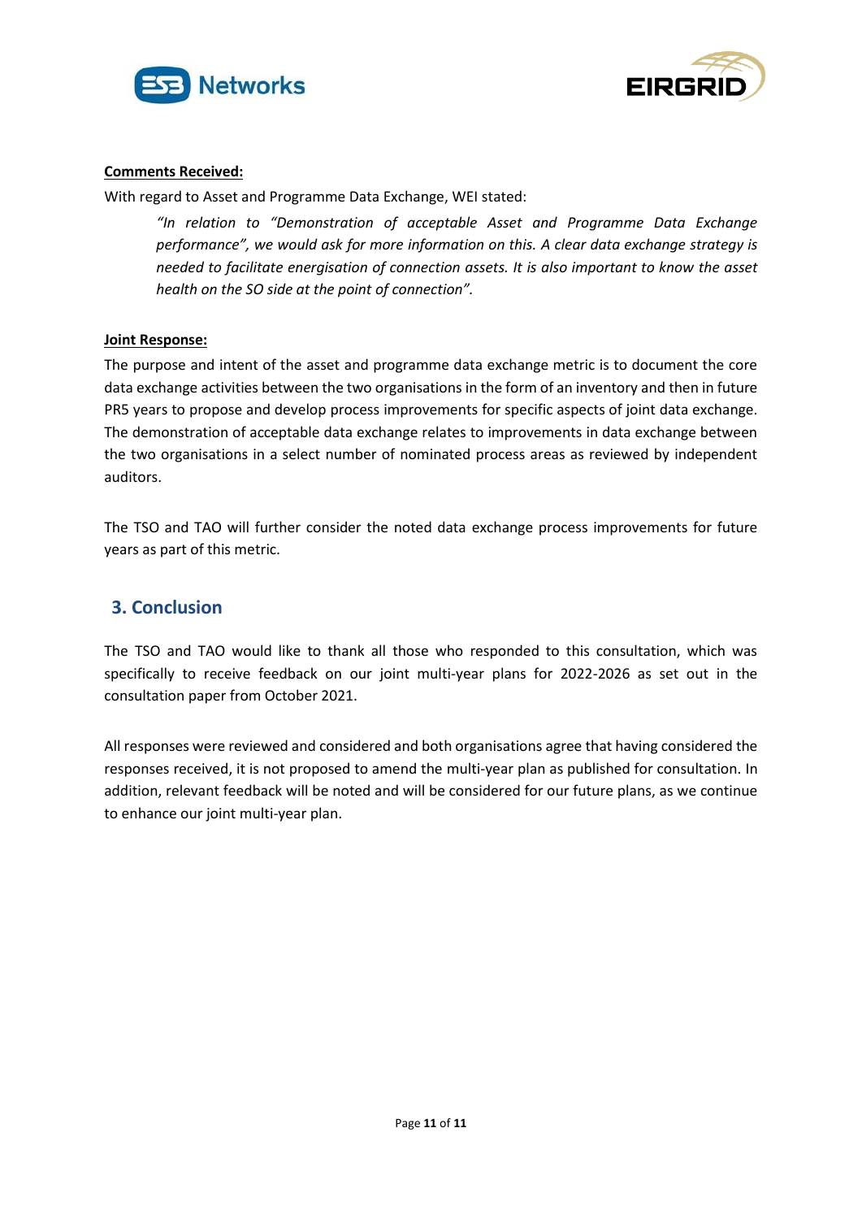**Comments Received:**

With regard to Asset and Programme Data Exchange, WEI stated:

> *"In relation to "Demonstration of acceptable Asset and Programme Data Exchange performance", we would ask for more information on this. A clear data exchange strategy is needed to facilitate energisation of connection assets. It is also important to know the asset health on the SO side at the point of connection".*

**Joint Response:**

The purpose and intent of the asset and programme data exchange metric is to document the core data exchange activities between the two organisations in the form of an inventory and then in future PR5 years to propose and develop process improvements for specific aspects of joint data exchange. The demonstration of acceptable data exchange relates to improvements in data exchange between the two organisations in a select number of nominated process areas as reviewed by independent auditors.

The TSO and TAO will further consider the noted data exchange process improvements for future years as part of this metric.

## 3. Conclusion

The TSO and TAO would like to thank all those who responded to this consultation, which was specifically to receive feedback on our joint multi-year plans for 2022-2026 as set out in the consultation paper from October 2021.

All responses were reviewed and considered and both organisations agree that having considered the responses received, it is not proposed to amend the multi-year plan as published for consultation. In addition, relevant feedback will be noted and will be considered for our future plans, as we continue to enhance our joint multi-year plan.